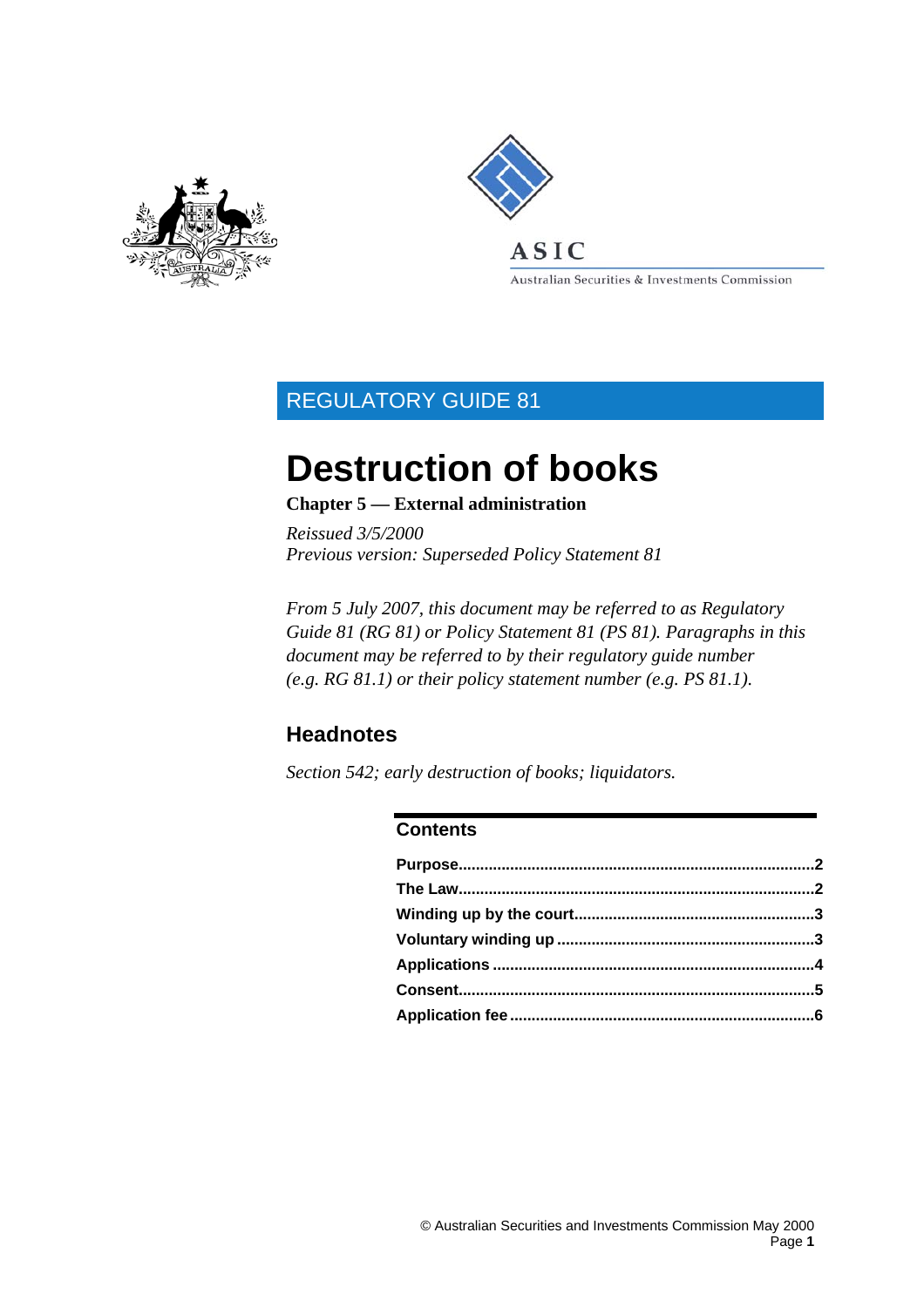ASIC

Australian Securities & Investments Commission

REGULATORY GUIDE 81

# Destruction of books

**Chapter 5 — External administration**

*Reissued 3/5/2000*
*Previous version: Superseded Policy Statement 81*

*From 5 July 2007, this document may be referred to as Regulatory Guide 81 (RG 81) or Policy Statement 81 (PS 81). Paragraphs in this document may be referred to by their regulatory guide number (e.g. RG 81.1) or their policy statement number (e.g. PS 81.1).*

## Headnotes

*Section 542; early destruction of books; liquidators.*

### Contents

**Purpose** ........ 2
**The Law** ........ 2
**Winding up by the court** ........ 3
**Voluntary winding up** ........ 3
**Applications** ........ 4
**Consent** ........ 5
**Application fee** ........ 6

© Australian Securities and Investments Commission May 2000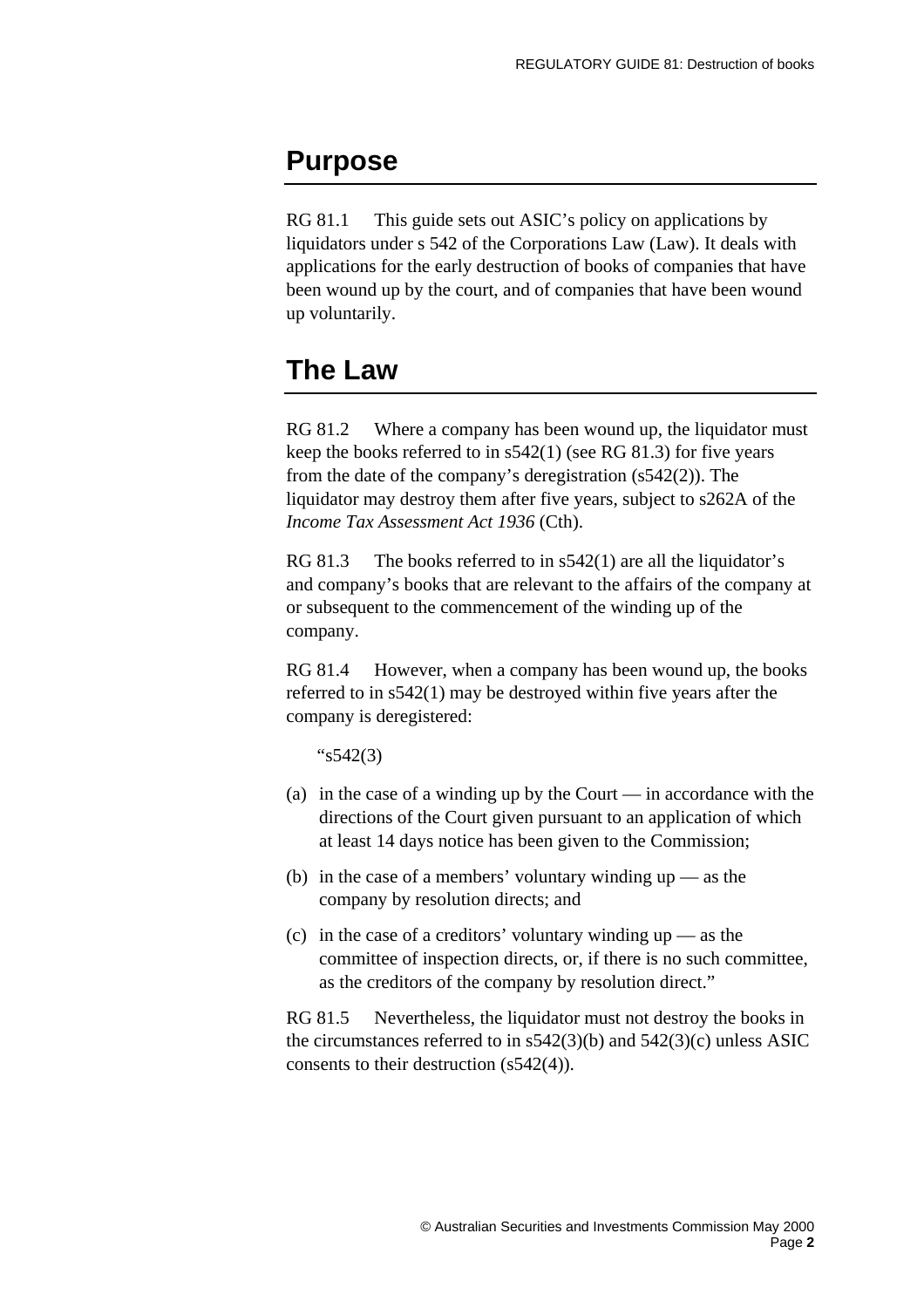## Purpose

RG 81.1 This guide sets out ASIC's policy on applications by liquidators under s 542 of the Corporations Law (Law). It deals with applications for the early destruction of books of companies that have been wound up by the court, and of companies that have been wound up voluntarily.

## The Law

RG 81.2 Where a company has been wound up, the liquidator must keep the books referred to in s542(1) (see RG 81.3) for five years from the date of the company's deregistration (s542(2)). The liquidator may destroy them after five years, subject to s262A of the *Income Tax Assessment Act 1936* (Cth).

RG 81.3 The books referred to in s542(1) are all the liquidator's and company's books that are relevant to the affairs of the company at or subsequent to the commencement of the winding up of the company.

RG 81.4 However, when a company has been wound up, the books referred to in s542(1) may be destroyed within five years after the company is deregistered:

"s542(3)

(a) in the case of a winding up by the Court — in accordance with the directions of the Court given pursuant to an application of which at least 14 days notice has been given to the Commission;

(b) in the case of a members' voluntary winding up — as the company by resolution directs; and

(c) in the case of a creditors' voluntary winding up — as the committee of inspection directs, or, if there is no such committee, as the creditors of the company by resolution direct."

RG 81.5 Nevertheless, the liquidator must not destroy the books in the circumstances referred to in s542(3)(b) and 542(3)(c) unless ASIC consents to their destruction (s542(4)).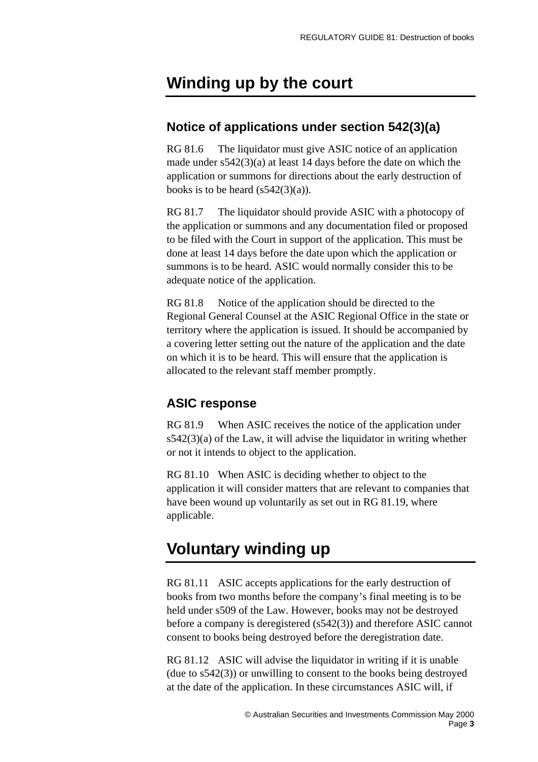# Winding up by the court

## Notice of applications under section 542(3)(a)

RG 81.6 The liquidator must give ASIC notice of an application made under s542(3)(a) at least 14 days before the date on which the application or summons for directions about the early destruction of books is to be heard (s542(3)(a)).

RG 81.7 The liquidator should provide ASIC with a photocopy of the application or summons and any documentation filed or proposed to be filed with the Court in support of the application. This must be done at least 14 days before the date upon which the application or summons is to be heard. ASIC would normally consider this to be adequate notice of the application.

RG 81.8 Notice of the application should be directed to the Regional General Counsel at the ASIC Regional Office in the state or territory where the application is issued. It should be accompanied by a covering letter setting out the nature of the application and the date on which it is to be heard. This will ensure that the application is allocated to the relevant staff member promptly.

## ASIC response

RG 81.9 When ASIC receives the notice of the application under s542(3)(a) of the Law, it will advise the liquidator in writing whether or not it intends to object to the application.

RG 81.10 When ASIC is deciding whether to object to the application it will consider matters that are relevant to companies that have been wound up voluntarily as set out in RG 81.19, where applicable.

# Voluntary winding up

RG 81.11 ASIC accepts applications for the early destruction of books from two months before the company's final meeting is to be held under s509 of the Law. However, books may not be destroyed before a company is deregistered (s542(3)) and therefore ASIC cannot consent to books being destroyed before the deregistration date.

RG 81.12 ASIC will advise the liquidator in writing if it is unable (due to s542(3)) or unwilling to consent to the books being destroyed at the date of the application. In these circumstances ASIC will, if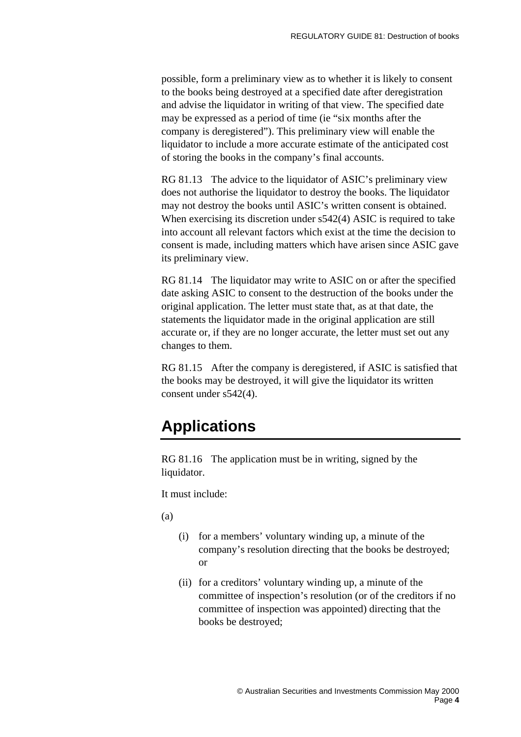possible, form a preliminary view as to whether it is likely to consent to the books being destroyed at a specified date after deregistration and advise the liquidator in writing of that view. The specified date may be expressed as a period of time (ie "six months after the company is deregistered"). This preliminary view will enable the liquidator to include a more accurate estimate of the anticipated cost of storing the books in the company's final accounts.

RG 81.13 The advice to the liquidator of ASIC's preliminary view does not authorise the liquidator to destroy the books. The liquidator may not destroy the books until ASIC's written consent is obtained. When exercising its discretion under s542(4) ASIC is required to take into account all relevant factors which exist at the time the decision to consent is made, including matters which have arisen since ASIC gave its preliminary view.

RG 81.14 The liquidator may write to ASIC on or after the specified date asking ASIC to consent to the destruction of the books under the original application. The letter must state that, as at that date, the statements the liquidator made in the original application are still accurate or, if they are no longer accurate, the letter must set out any changes to them.

RG 81.15 After the company is deregistered, if ASIC is satisfied that the books may be destroyed, it will give the liquidator its written consent under s542(4).

## Applications

RG 81.16 The application must be in writing, signed by the liquidator.

It must include:

(a)

- (i) for a members' voluntary winding up, a minute of the company's resolution directing that the books be destroyed; or
- (ii) for a creditors' voluntary winding up, a minute of the committee of inspection's resolution (or of the creditors if no committee of inspection was appointed) directing that the books be destroyed;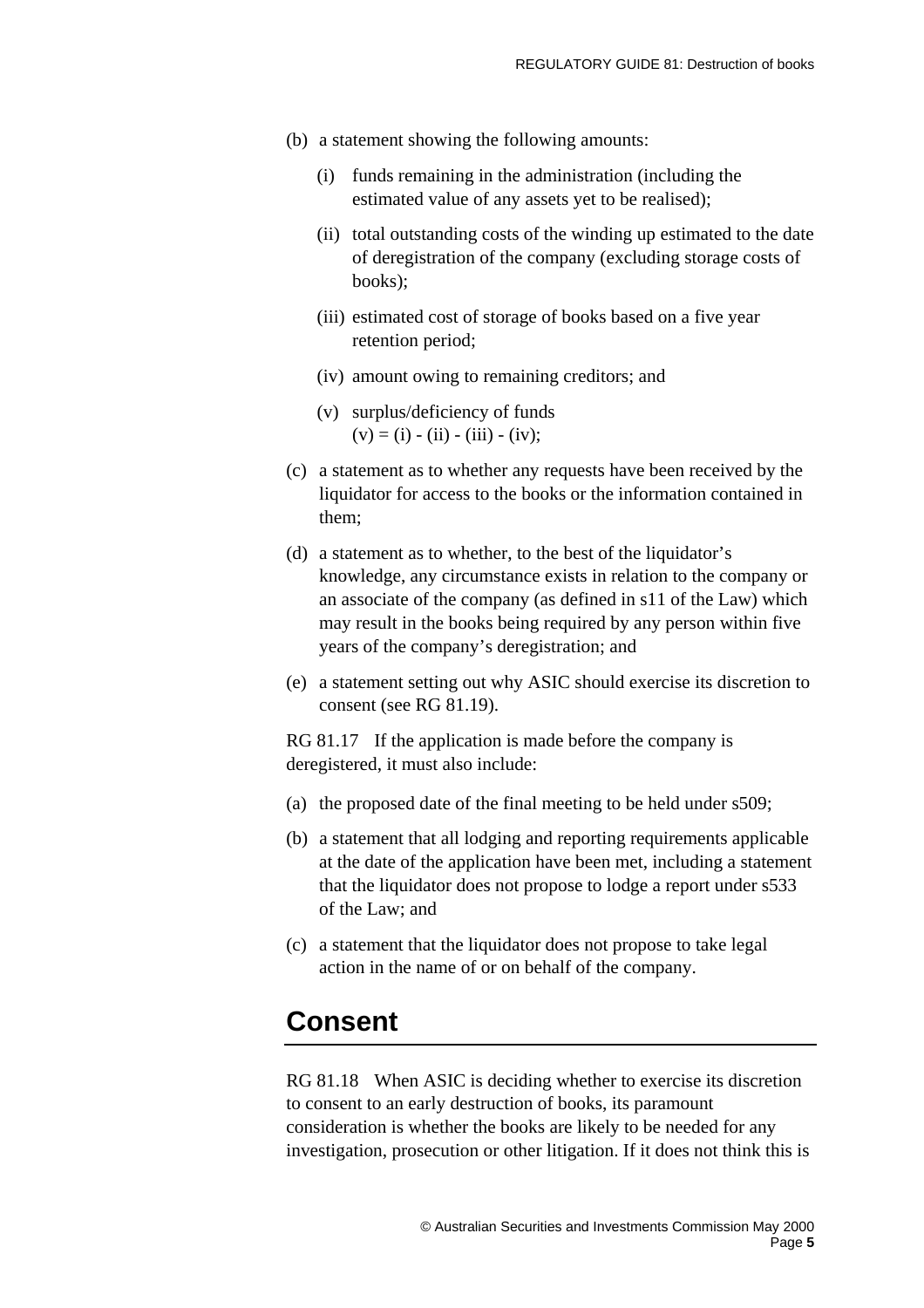(b) a statement showing the following amounts:

   (i) funds remaining in the administration (including the estimated value of any assets yet to be realised);

   (ii) total outstanding costs of the winding up estimated to the date of deregistration of the company (excluding storage costs of books);

   (iii) estimated cost of storage of books based on a five year retention period;

   (iv) amount owing to remaining creditors; and

   (v) surplus/deficiency of funds
   (v) = (i) - (ii) - (iii) - (iv);

(c) a statement as to whether any requests have been received by the liquidator for access to the books or the information contained in them;

(d) a statement as to whether, to the best of the liquidator's knowledge, any circumstance exists in relation to the company or an associate of the company (as defined in s11 of the Law) which may result in the books being required by any person within five years of the company's deregistration; and

(e) a statement setting out why ASIC should exercise its discretion to consent (see RG 81.19).

RG 81.17 If the application is made before the company is deregistered, it must also include:

(a) the proposed date of the final meeting to be held under s509;

(b) a statement that all lodging and reporting requirements applicable at the date of the application have been met, including a statement that the liquidator does not propose to lodge a report under s533 of the Law; and

(c) a statement that the liquidator does not propose to take legal action in the name of or on behalf of the company.

## Consent

RG 81.18 When ASIC is deciding whether to exercise its discretion to consent to an early destruction of books, its paramount consideration is whether the books are likely to be needed for any investigation, prosecution or other litigation. If it does not think this is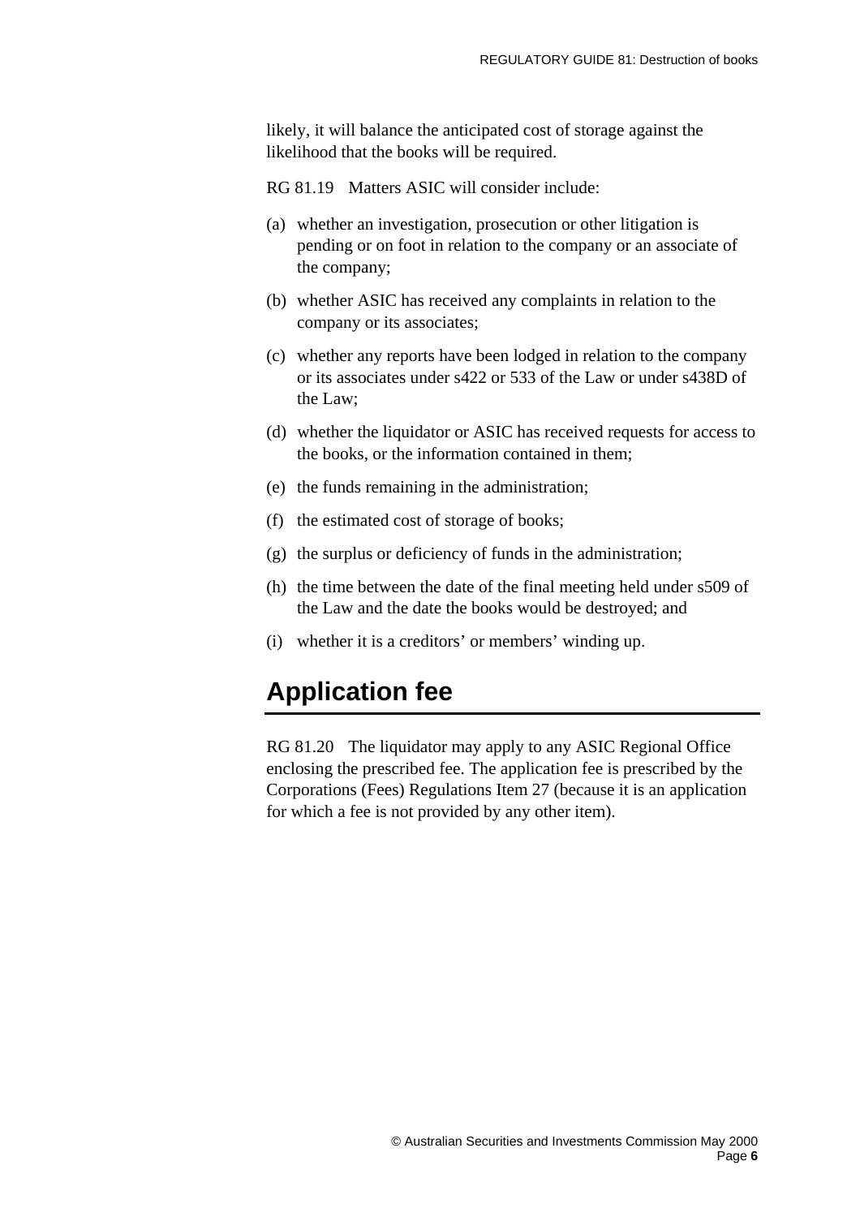likely, it will balance the anticipated cost of storage against the likelihood that the books will be required.

RG 81.19 Matters ASIC will consider include:

(a) whether an investigation, prosecution or other litigation is pending or on foot in relation to the company or an associate of the company;

(b) whether ASIC has received any complaints in relation to the company or its associates;

(c) whether any reports have been lodged in relation to the company or its associates under s422 or 533 of the Law or under s438D of the Law;

(d) whether the liquidator or ASIC has received requests for access to the books, or the information contained in them;

(e) the funds remaining in the administration;

(f) the estimated cost of storage of books;

(g) the surplus or deficiency of funds in the administration;

(h) the time between the date of the final meeting held under s509 of the Law and the date the books would be destroyed; and

(i) whether it is a creditors' or members' winding up.

## Application fee

RG 81.20 The liquidator may apply to any ASIC Regional Office enclosing the prescribed fee. The application fee is prescribed by the Corporations (Fees) Regulations Item 27 (because it is an application for which a fee is not provided by any other item).